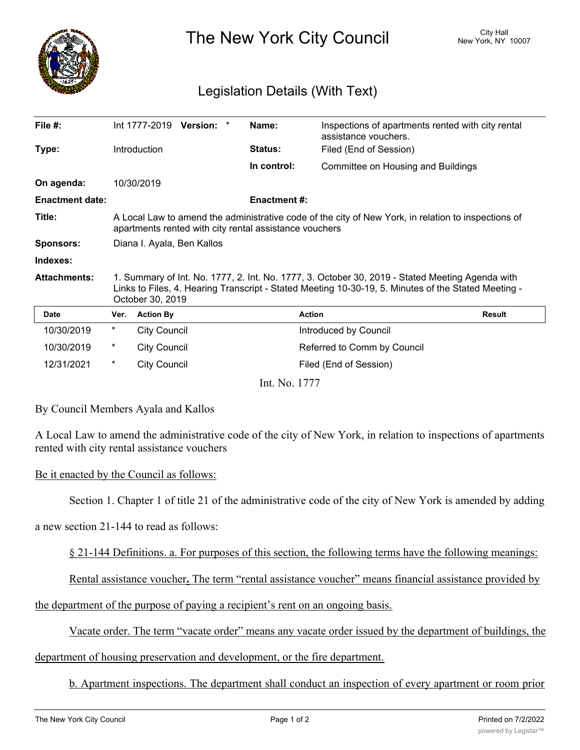# The New York City Council

City Hall
New York, NY 10007

## Legislation Details (With Text)

| | | | |
|---|---|---|---|
| **File #:** | Int 1777-2019 **Version:** * | **Name:** | Inspections of apartments rented with city rental assistance vouchers. |
| **Type:** | Introduction | **Status:** | Filed (End of Session) |
| | | **In control:** | Committee on Housing and Buildings |
| **On agenda:** | 10/30/2019 | | |
| **Enactment date:** | | **Enactment #:** | |
| **Title:** | A Local Law to amend the administrative code of the city of New York, in relation to inspections of apartments rented with city rental assistance vouchers | | |
| **Sponsors:** | Diana I. Ayala, Ben Kallos | | |
| **Indexes:** | | | |
| **Attachments:** | 1. Summary of Int. No. 1777, 2. Int. No. 1777, 3. October 30, 2019 - Stated Meeting Agenda with Links to Files, 4. Hearing Transcript - Stated Meeting 10-30-19, 5. Minutes of the Stated Meeting - October 30, 2019 | | |

| Date | Ver. | Action By | Action | Result |
|---|---|---|---|---|
| 10/30/2019 | * | City Council | Introduced by Council | |
| 10/30/2019 | * | City Council | Referred to Comm by Council | |
| 12/31/2021 | * | City Council | Filed (End of Session) | |

Int. No. 1777

By Council Members Ayala and Kallos

A Local Law to amend the administrative code of the city of New York, in relation to inspections of apartments rented with city rental assistance vouchers

Be it enacted by the Council as follows:

Section 1. Chapter 1 of title 21 of the administrative code of the city of New York is amended by adding a new section 21-144 to read as follows:

§ 21-144 Definitions. a. For purposes of this section, the following terms have the following meanings:

Rental assistance voucher**.** The term "rental assistance voucher" means financial assistance provided by the department of the purpose of paying a recipient's rent on an ongoing basis.

Vacate order. The term "vacate order" means any vacate order issued by the department of buildings, the department of housing preservation and development, or the fire department.

b. Apartment inspections. The department shall conduct an inspection of every apartment or room prior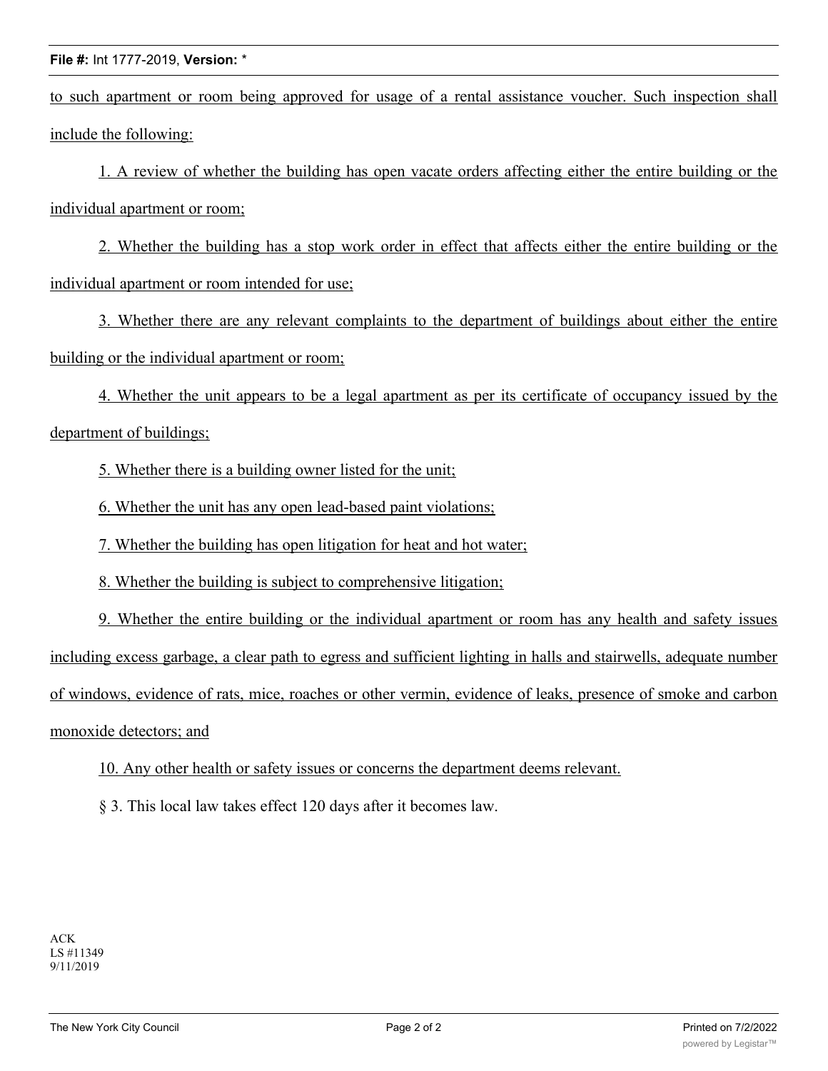to such apartment or room being approved for usage of a rental assistance voucher. Such inspection shall include the following:

1. A review of whether the building has open vacate orders affecting either the entire building or the individual apartment or room;

2. Whether the building has a stop work order in effect that affects either the entire building or the individual apartment or room intended for use;

3. Whether there are any relevant complaints to the department of buildings about either the entire building or the individual apartment or room;

4. Whether the unit appears to be a legal apartment as per its certificate of occupancy issued by the department of buildings;

5. Whether there is a building owner listed for the unit;

6. Whether the unit has any open lead-based paint violations;

7. Whether the building has open litigation for heat and hot water;

8. Whether the building is subject to comprehensive litigation;

9. Whether the entire building or the individual apartment or room has any health and safety issues including excess garbage, a clear path to egress and sufficient lighting in halls and stairwells, adequate number of windows, evidence of rats, mice, roaches or other vermin, evidence of leaks, presence of smoke and carbon monoxide detectors; and

10. Any other health or safety issues or concerns the department deems relevant.

§ 3. This local law takes effect 120 days after it becomes law.

ACK
LS #11349
9/11/2019